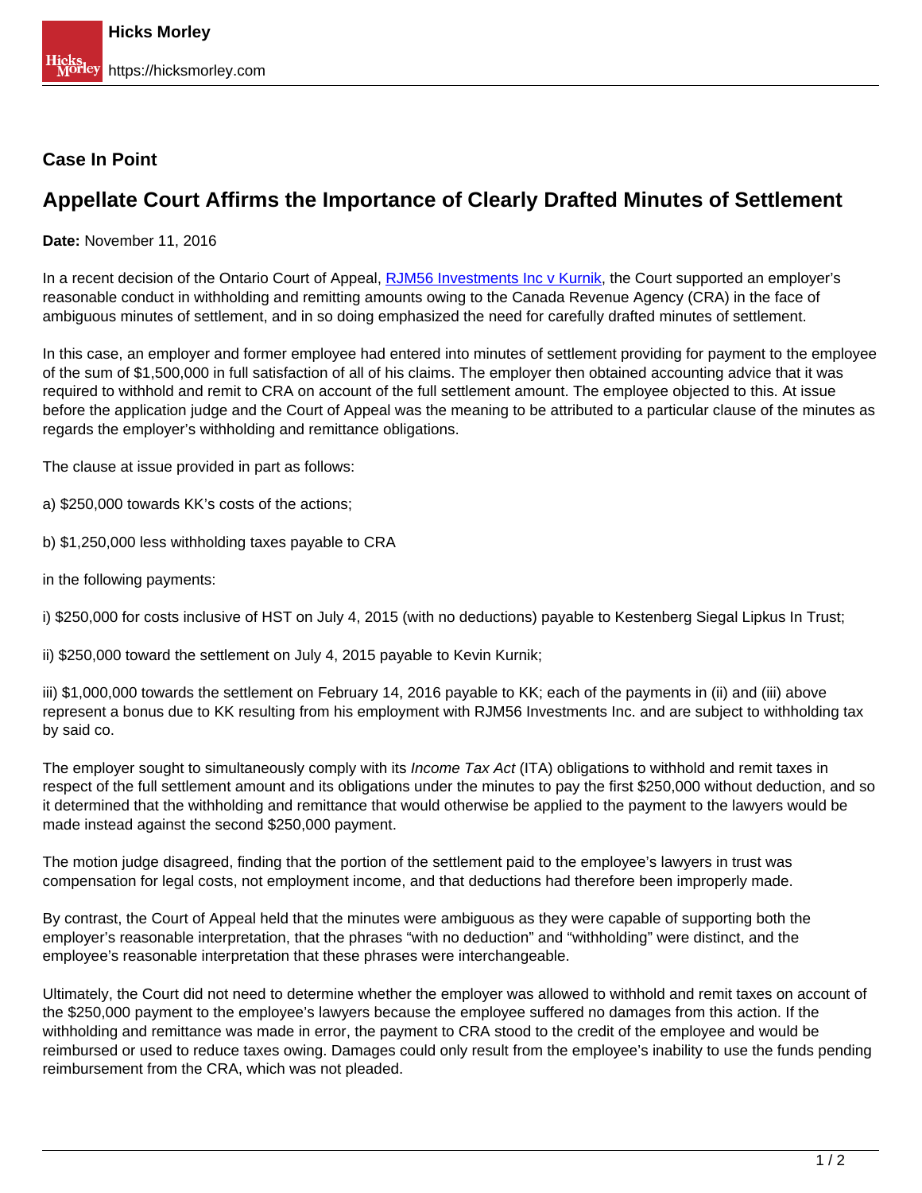## Case In Point

# Appellate Court Affirms the Importance of Clearly Drafted Minutes of Settlement

**Date:** November 11, 2016

In a recent decision of the Ontario Court of Appeal, [RJM56 Investments Inc v Kurnik](), the Court supported an employer's reasonable conduct in withholding and remitting amounts owing to the Canada Revenue Agency (CRA) in the face of ambiguous minutes of settlement, and in so doing emphasized the need for carefully drafted minutes of settlement.

In this case, an employer and former employee had entered into minutes of settlement providing for payment to the employee of the sum of $1,500,000 in full satisfaction of all of his claims. The employer then obtained accounting advice that it was required to withhold and remit to CRA on account of the full settlement amount. The employee objected to this. At issue before the application judge and the Court of Appeal was the meaning to be attributed to a particular clause of the minutes as regards the employer's withholding and remittance obligations.

The clause at issue provided in part as follows:

a) $250,000 towards KK's costs of the actions;

b) $1,250,000 less withholding taxes payable to CRA

in the following payments:

i) $250,000 for costs inclusive of HST on July 4, 2015 (with no deductions) payable to Kestenberg Siegal Lipkus In Trust;

ii) $250,000 toward the settlement on July 4, 2015 payable to Kevin Kurnik;

iii) $1,000,000 towards the settlement on February 14, 2016 payable to KK; each of the payments in (ii) and (iii) above represent a bonus due to KK resulting from his employment with RJM56 Investments Inc. and are subject to withholding tax by said co.

The employer sought to simultaneously comply with its *Income Tax Act* (ITA) obligations to withhold and remit taxes in respect of the full settlement amount and its obligations under the minutes to pay the first $250,000 without deduction, and so it determined that the withholding and remittance that would otherwise be applied to the payment to the lawyers would be made instead against the second $250,000 payment.

The motion judge disagreed, finding that the portion of the settlement paid to the employee's lawyers in trust was compensation for legal costs, not employment income, and that deductions had therefore been improperly made.

By contrast, the Court of Appeal held that the minutes were ambiguous as they were capable of supporting both the employer's reasonable interpretation, that the phrases "with no deduction" and "withholding" were distinct, and the employee's reasonable interpretation that these phrases were interchangeable.

Ultimately, the Court did not need to determine whether the employer was allowed to withhold and remit taxes on account of the $250,000 payment to the employee's lawyers because the employee suffered no damages from this action. If the withholding and remittance was made in error, the payment to CRA stood to the credit of the employee and would be reimbursed or used to reduce taxes owing. Damages could only result from the employee's inability to use the funds pending reimbursement from the CRA, which was not pleaded.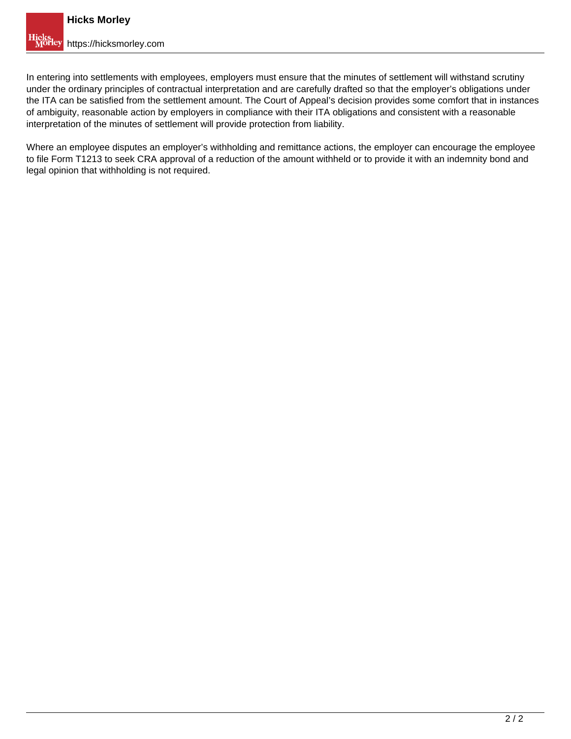In entering into settlements with employees, employers must ensure that the minutes of settlement will withstand scrutiny under the ordinary principles of contractual interpretation and are carefully drafted so that the employer's obligations under the ITA can be satisfied from the settlement amount. The Court of Appeal's decision provides some comfort that in instances of ambiguity, reasonable action by employers in compliance with their ITA obligations and consistent with a reasonable interpretation of the minutes of settlement will provide protection from liability.

Where an employee disputes an employer's withholding and remittance actions, the employer can encourage the employee to file Form T1213 to seek CRA approval of a reduction of the amount withheld or to provide it with an indemnity bond and legal opinion that withholding is not required.